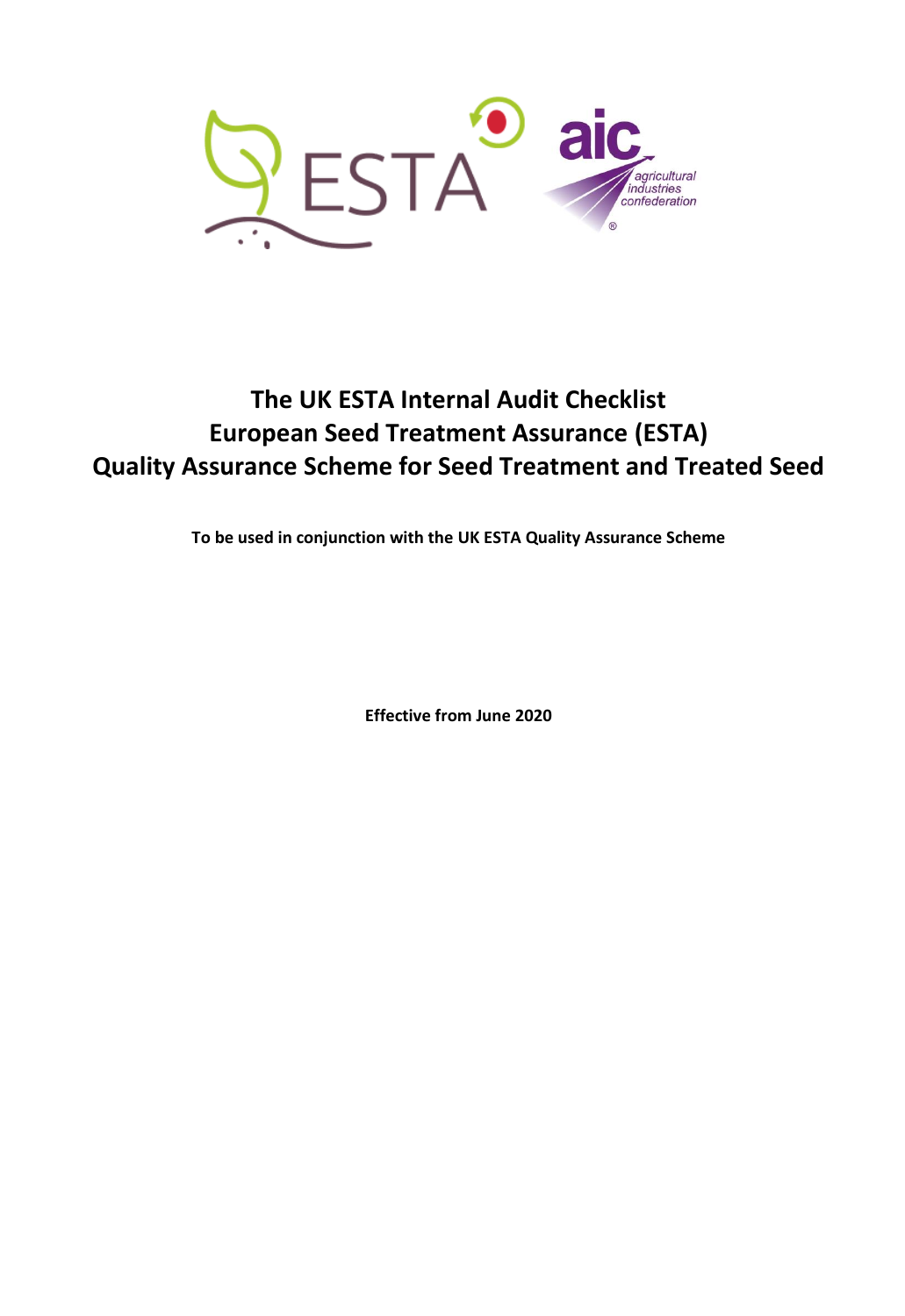# The UK ESTA Internal Audit Checklist
# European Seed Treatment Assurance (ESTA)
# Quality Assurance Scheme for Seed Treatment and Treated Seed

**To be used in conjunction with the UK ESTA Quality Assurance Scheme**

**Effective from June 2020**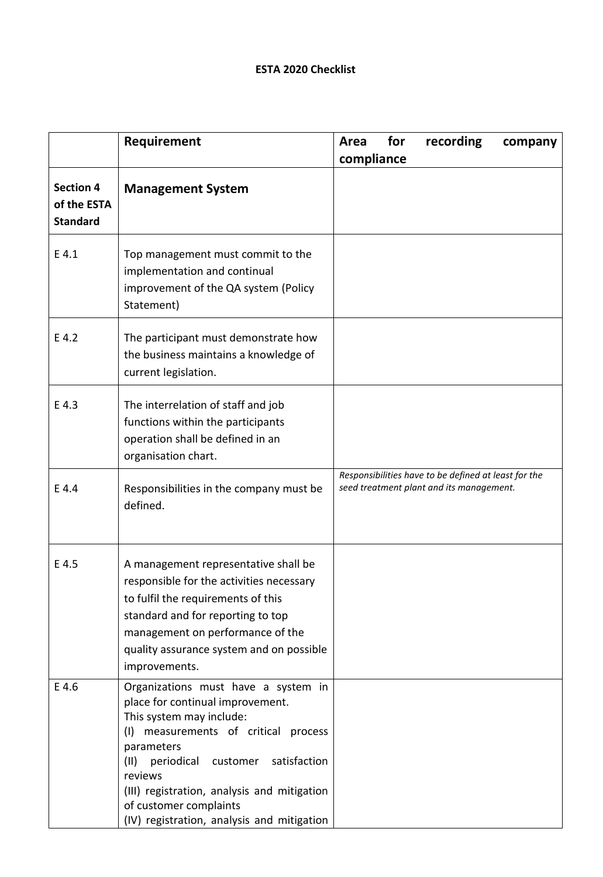**ESTA 2020 Checklist**

| | Requirement | Area for recording company compliance |
|---|---|---|
| **Section 4 of the ESTA Standard** | **Management System** | |
| E 4.1 | Top management must commit to the implementation and continual improvement of the QA system (Policy Statement) | |
| E 4.2 | The participant must demonstrate how the business maintains a knowledge of current legislation. | |
| E 4.3 | The interrelation of staff and job functions within the participants operation shall be defined in an organisation chart. | |
| E 4.4 | Responsibilities in the company must be defined. | *Responsibilities have to be defined at least for the seed treatment plant and its management.* |
| E 4.5 | A management representative shall be responsible for the activities necessary to fulfil the requirements of this standard and for reporting to top management on performance of the quality assurance system and on possible improvements. | |
| E 4.6 | Organizations must have a system in place for continual improvement.<br>This system may include:<br>(I) measurements of critical process parameters<br>(II) periodical customer satisfaction reviews<br>(III) registration, analysis and mitigation of customer complaints<br>(IV) registration, analysis and mitigation | |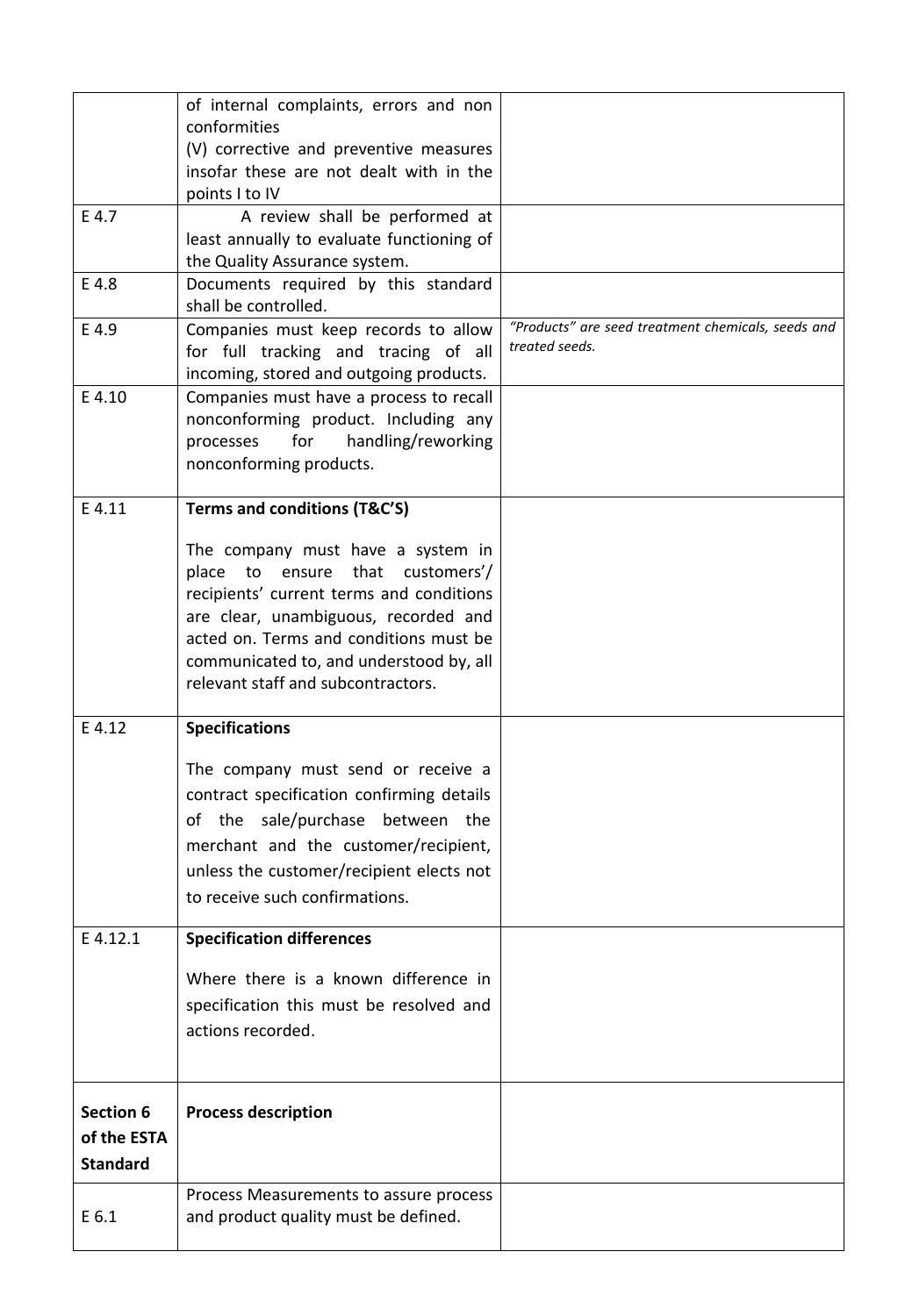| | | |
|---|---|---|
| | of internal complaints, errors and non conformities<br>(V) corrective and preventive measures insofar these are not dealt with in the points I to IV | |
| E 4.7 | A review shall be performed at least annually to evaluate functioning of the Quality Assurance system. | |
| E 4.8 | Documents required by this standard shall be controlled. | |
| E 4.9 | Companies must keep records to allow for full tracking and tracing of all incoming, stored and outgoing products. | *"Products" are seed treatment chemicals, seeds and treated seeds.* |
| E 4.10 | Companies must have a process to recall nonconforming product. Including any processes for handling/reworking nonconforming products. | |
| E 4.11 | **Terms and conditions (T&C'S)**<br><br>The company must have a system in place to ensure that customers'/ recipients' current terms and conditions are clear, unambiguous, recorded and acted on. Terms and conditions must be communicated to, and understood by, all relevant staff and subcontractors. | |
| E 4.12 | **Specifications**<br><br>The company must send or receive a contract specification confirming details of the sale/purchase between the merchant and the customer/recipient, unless the customer/recipient elects not to receive such confirmations. | |
| E 4.12.1 | **Specification differences**<br><br>Where there is a known difference in specification this must be resolved and actions recorded. | |
| **Section 6 of the ESTA Standard** | **Process description** | |
| E 6.1 | Process Measurements to assure process and product quality must be defined. | |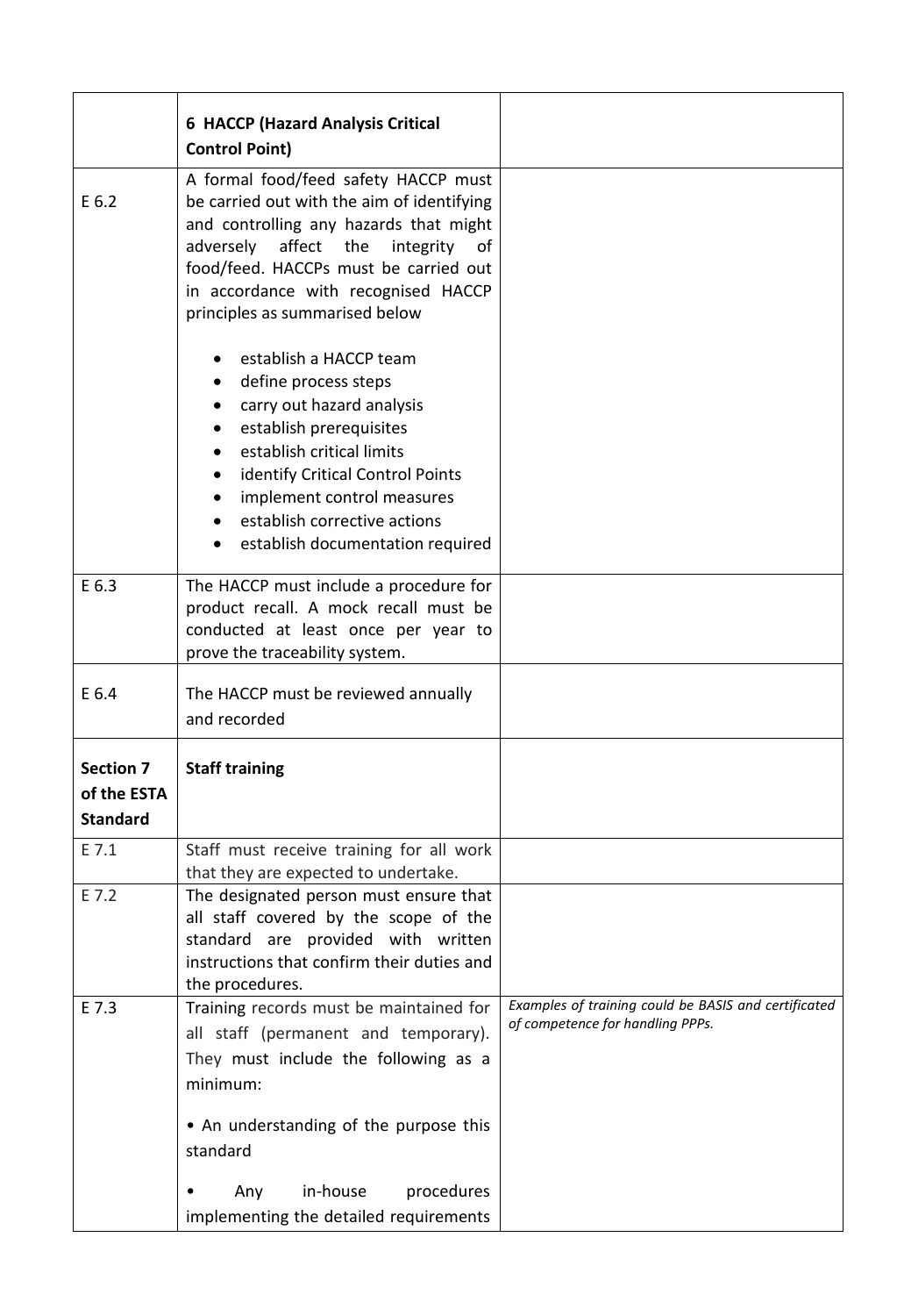|  | **6 HACCP (Hazard Analysis Critical Control Point)** |  |
|---|---|---|
| E 6.2 | A formal food/feed safety HACCP must be carried out with the aim of identifying and controlling any hazards that might adversely affect the integrity of food/feed. HACCPs must be carried out in accordance with recognised HACCP principles as summarised below<br><br>• establish a HACCP team<br>• define process steps<br>• carry out hazard analysis<br>• establish prerequisites<br>• establish critical limits<br>• identify Critical Control Points<br>• implement control measures<br>• establish corrective actions<br>• establish documentation required |  |
| E 6.3 | The HACCP must include a procedure for product recall. A mock recall must be conducted at least once per year to prove the traceability system. |  |
| E 6.4 | The HACCP must be reviewed annually and recorded |  |
| **Section 7 of the ESTA Standard** | **Staff training** |  |
| E 7.1 | Staff must receive training for all work that they are expected to undertake. |  |
| E 7.2 | The designated person must ensure that all staff covered by the scope of the standard are provided with written instructions that confirm their duties and the procedures. |  |
| E 7.3 | Training records must be maintained for all staff (permanent and temporary). They must include the following as a minimum:<br><br>• An understanding of the purpose this standard<br><br>• Any in-house procedures implementing the detailed requirements | *Examples of training could be BASIS and certificated of competence for handling PPPs.* |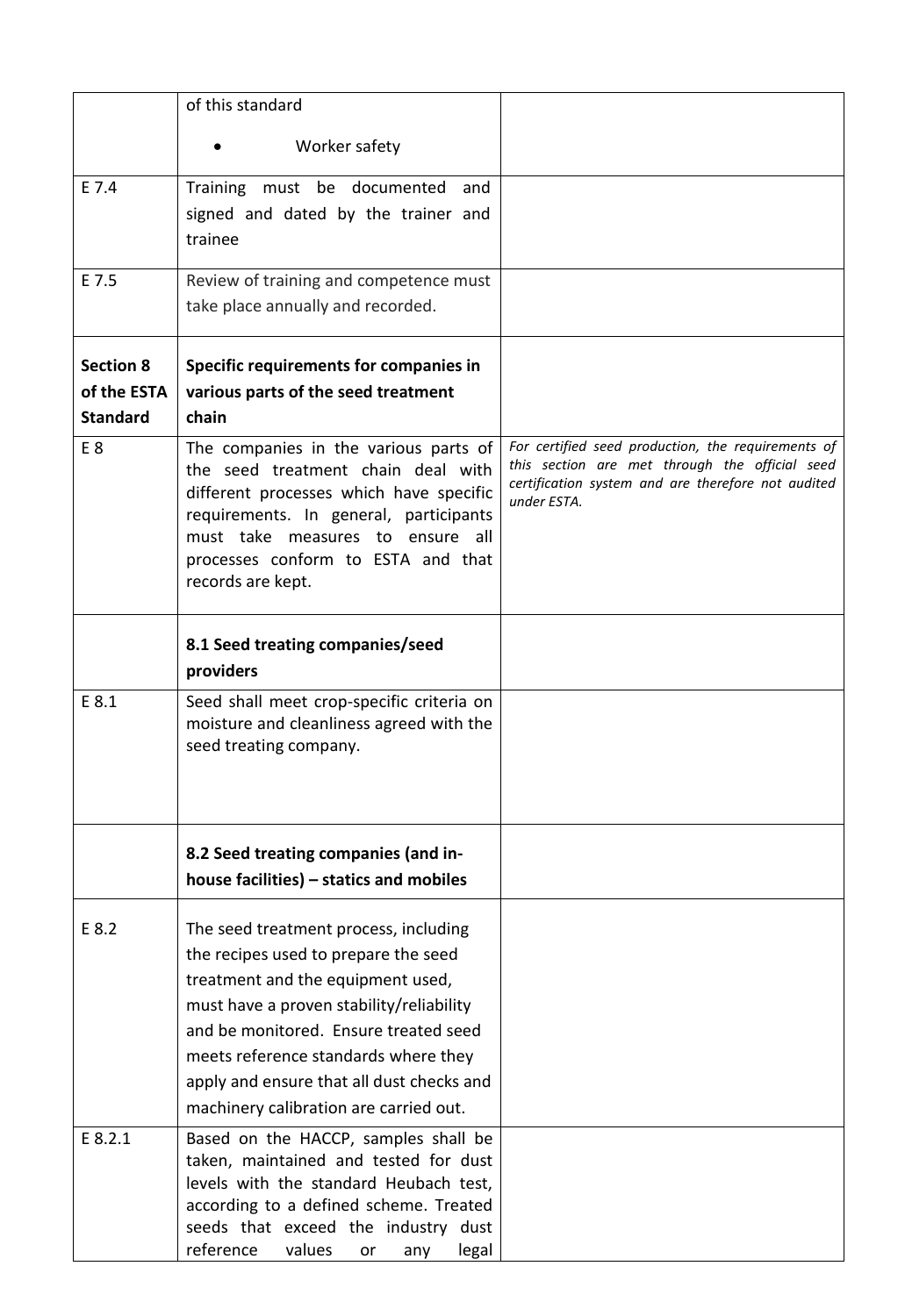| | | |
|---|---|---|
| | of this standard<br><br>• Worker safety | |
| E 7.4 | Training must be documented and signed and dated by the trainer and trainee | |
| E 7.5 | Review of training and competence must take place annually and recorded. | |
| **Section 8 of the ESTA Standard** | **Specific requirements for companies in various parts of the seed treatment chain** | |
| E 8 | The companies in the various parts of the seed treatment chain deal with different processes which have specific requirements. In general, participants must take measures to ensure all processes conform to ESTA and that records are kept. | *For certified seed production, the requirements of this section are met through the official seed certification system and are therefore not audited under ESTA.* |
| | **8.1 Seed treating companies/seed providers** | |
| E 8.1 | Seed shall meet crop-specific criteria on moisture and cleanliness agreed with the seed treating company. | |
| | **8.2 Seed treating companies (and in-house facilities) – statics and mobiles** | |
| E 8.2 | The seed treatment process, including the recipes used to prepare the seed treatment and the equipment used, must have a proven stability/reliability and be monitored. Ensure treated seed meets reference standards where they apply and ensure that all dust checks and machinery calibration are carried out. | |
| E 8.2.1 | Based on the HACCP, samples shall be taken, maintained and tested for dust levels with the standard Heubach test, according to a defined scheme. Treated seeds that exceed the industry dust reference values or any legal | |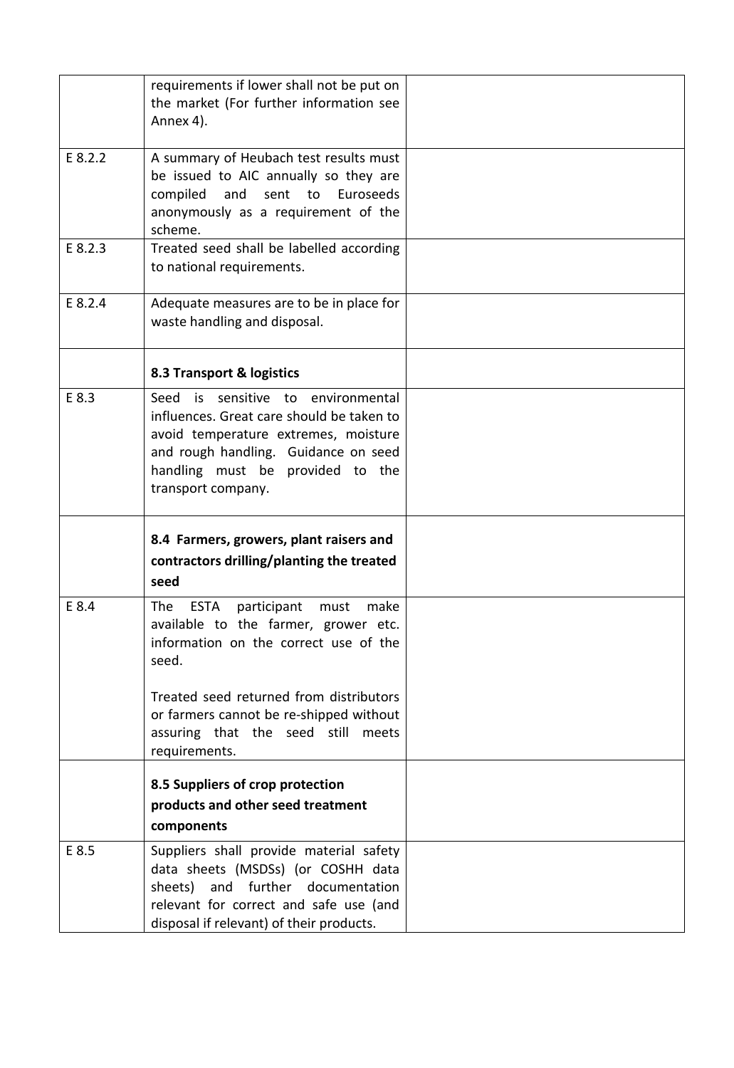| | | |
|---|---|---|
| | requirements if lower shall not be put on the market (For further information see Annex 4). | |
| E 8.2.2 | A summary of Heubach test results must be issued to AIC annually so they are compiled and sent to Euroseeds anonymously as a requirement of the scheme. | |
| E 8.2.3 | Treated seed shall be labelled according to national requirements. | |
| E 8.2.4 | Adequate measures are to be in place for waste handling and disposal. | |
| | **8.3 Transport & logistics** | |
| E 8.3 | Seed is sensitive to environmental influences. Great care should be taken to avoid temperature extremes, moisture and rough handling. Guidance on seed handling must be provided to the transport company. | |
| | **8.4 Farmers, growers, plant raisers and contractors drilling/planting the treated seed** | |
| E 8.4 | The ESTA participant must make available to the farmer, grower etc. information on the correct use of the seed.<br><br>Treated seed returned from distributors or farmers cannot be re-shipped without assuring that the seed still meets requirements. | |
| | **8.5 Suppliers of crop protection products and other seed treatment components** | |
| E 8.5 | Suppliers shall provide material safety data sheets (MSDSs) (or COSHH data sheets) and further documentation relevant for correct and safe use (and disposal if relevant) of their products. | |